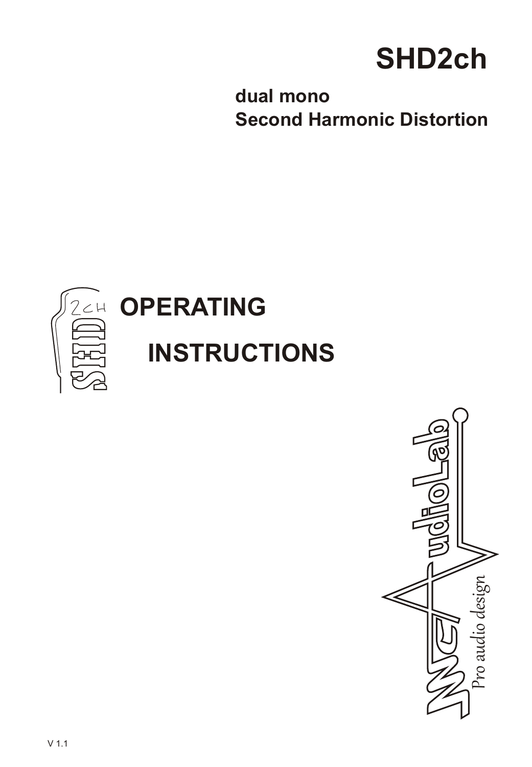# SHD2ch

**dual mono**
**Second Harmonic Distortion**

## OPERATING INSTRUCTIONS

Pro audio design

V 1.1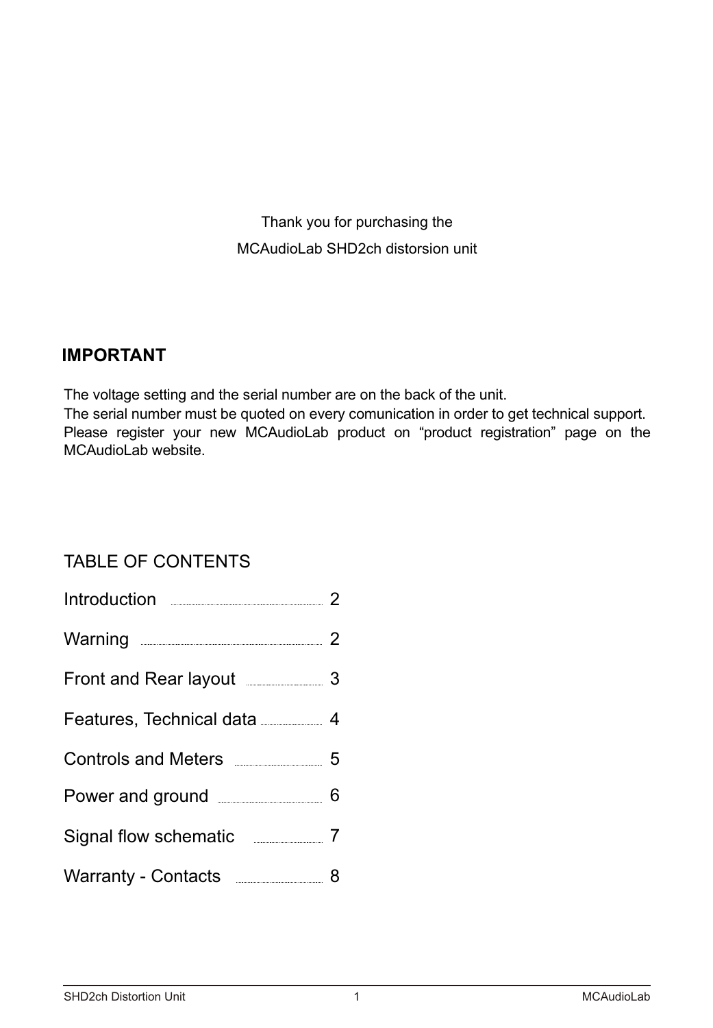Thank you for purchasing the

MCAudioLab SHD2ch distorsion unit

## IMPORTANT

The voltage setting and the serial number are on the back of the unit.
The serial number must be quoted on every comunication in order to get technical support.
Please register your new MCAudioLab product on "product registration" page on the MCAudioLab website.

## TABLE OF CONTENTS

| | |
|---|---|
| Introduction | 2 |
| Warning | 2 |
| Front and Rear layout | 3 |
| Features, Technical data | 4 |
| Controls and Meters | 5 |
| Power and ground | 6 |
| Signal flow schematic | 7 |
| Warranty - Contacts | 8 |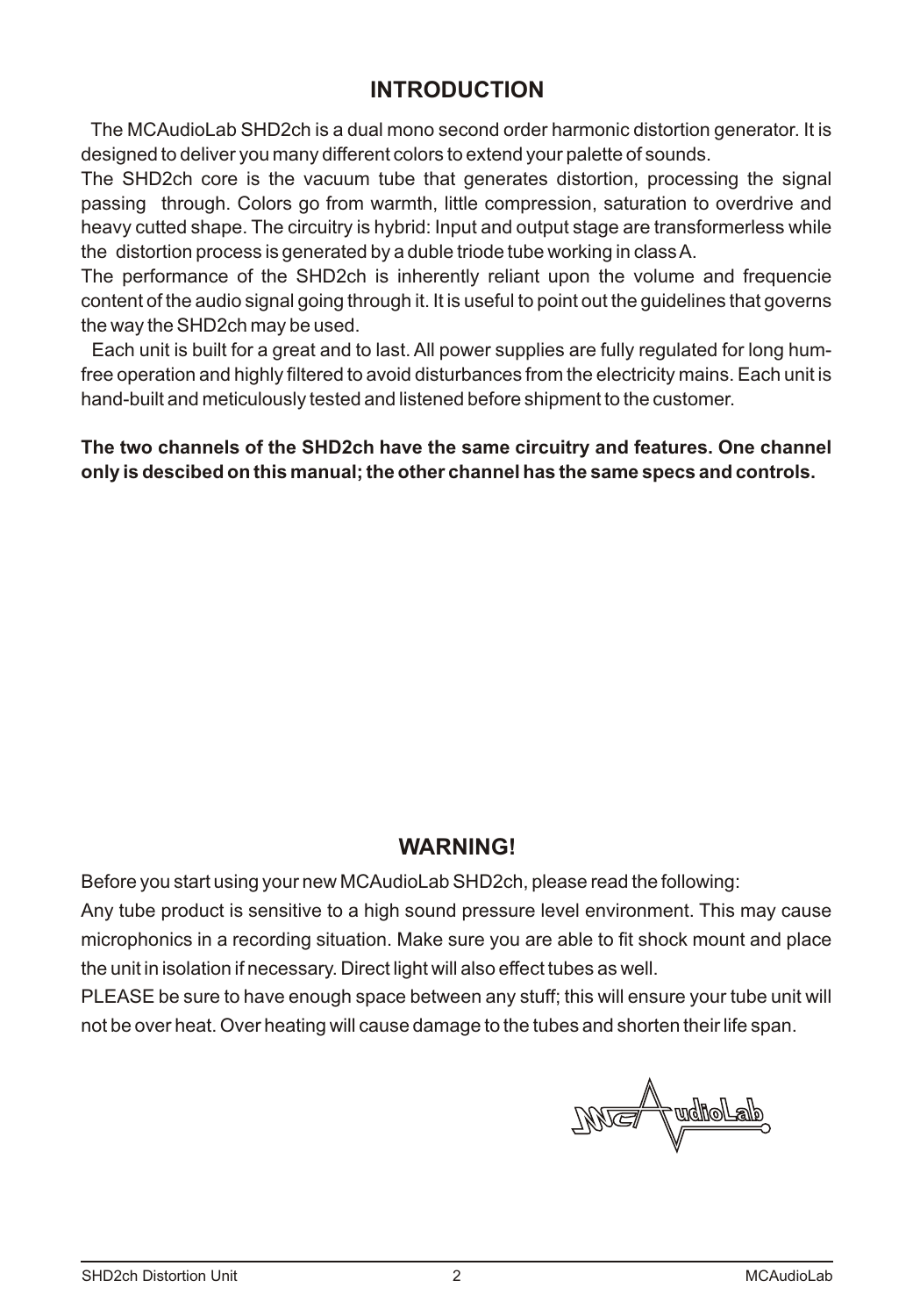## INTRODUCTION

The MCAudioLab SHD2ch is a dual mono second order harmonic distortion generator. It is designed to deliver you many different colors to extend your palette of sounds.

The SHD2ch core is the vacuum tube that generates distortion, processing the signal passing through. Colors go from warmth, little compression, saturation to overdrive and heavy cutted shape. The circuitry is hybrid: Input and output stage are transformerless while the distortion process is generated by a duble triode tube working in class A.

The performance of the SHD2ch is inherently reliant upon the volume and frequencie content of the audio signal going through it. It is useful to point out the guidelines that governs the way the SHD2ch may be used.

Each unit is built for a great and to last. All power supplies are fully regulated for long hum-free operation and highly filtered to avoid disturbances from the electricity mains. Each unit is hand-built and meticulously tested and listened before shipment to the customer.

**The two channels of the SHD2ch have the same circuitry and features. One channel only is descibed on this manual; the other channel has the same specs and controls.**

## WARNING!

Before you start using your new MCAudioLab SHD2ch, please read the following:

Any tube product is sensitive to a high sound pressure level environment. This may cause microphonics in a recording situation. Make sure you are able to fit shock mount and place the unit in isolation if necessary. Direct light will also effect tubes as well.

PLEASE be sure to have enough space between any stuff; this will ensure your tube unit will not be over heat. Over heating will cause damage to the tubes and shorten their life span.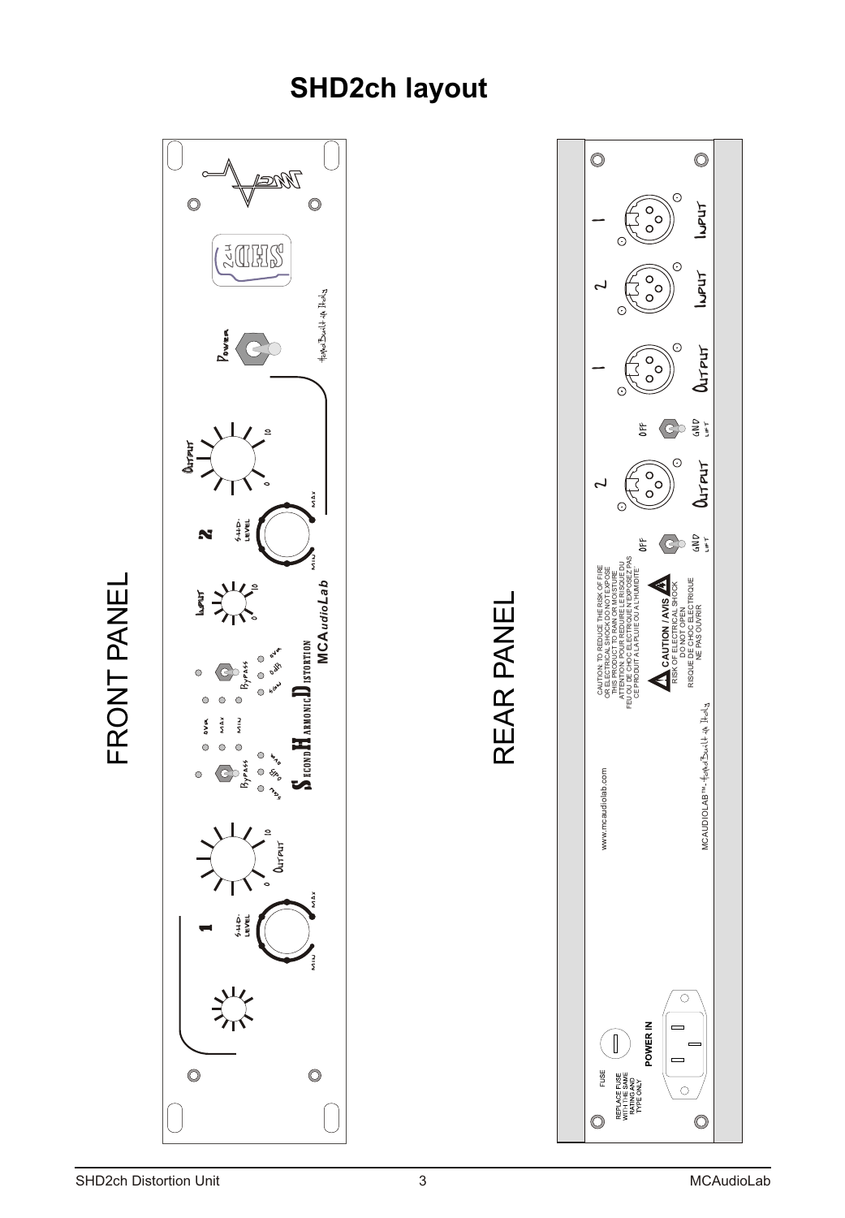# SHD2ch layout

FRONT PANEL

REAR PANEL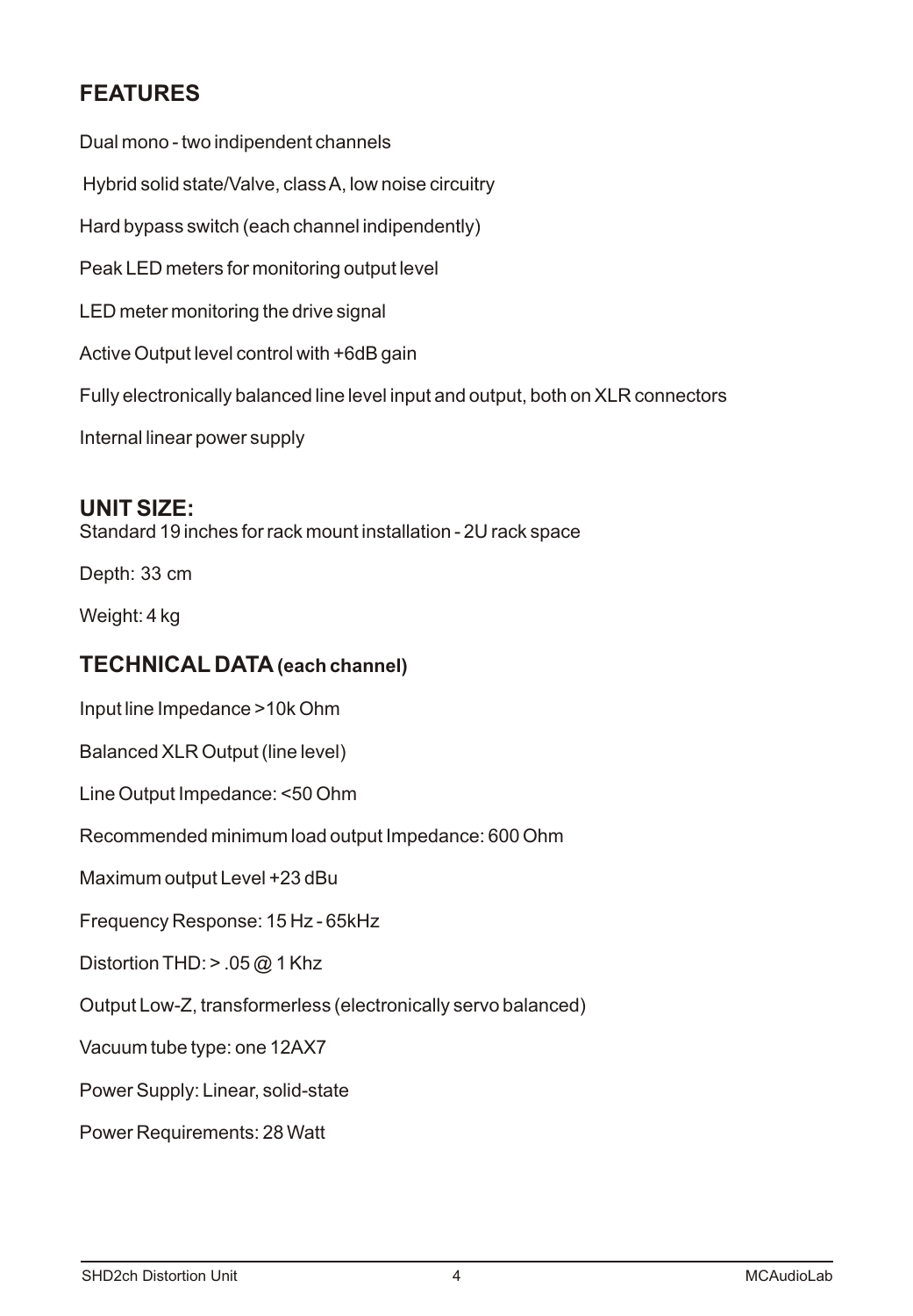## FEATURES

Dual mono - two indipendent channels

Hybrid solid state/Valve, class A, low noise circuitry

Hard bypass switch (each channel indipendently)

Peak LED meters for monitoring output level

LED meter monitoring the drive signal

Active Output level control with +6dB gain

Fully electronically balanced line level input and output, both on XLR connectors

Internal linear power supply

## UNIT SIZE:

Standard 19 inches for rack mount installation - 2U rack space

Depth: 33 cm

Weight: 4 kg

## TECHNICAL DATA (each channel)

Input line Impedance >10k Ohm

Balanced XLR Output (line level)

Line Output Impedance: <50 Ohm

Recommended minimum load output Impedance: 600 Ohm

Maximum output Level +23 dBu

Frequency Response: 15 Hz - 65kHz

Distortion THD: > .05 @ 1 Khz

Output Low-Z, transformerless (electronically servo balanced)

Vacuum tube type: one 12AX7

Power Supply: Linear, solid-state

Power Requirements: 28 Watt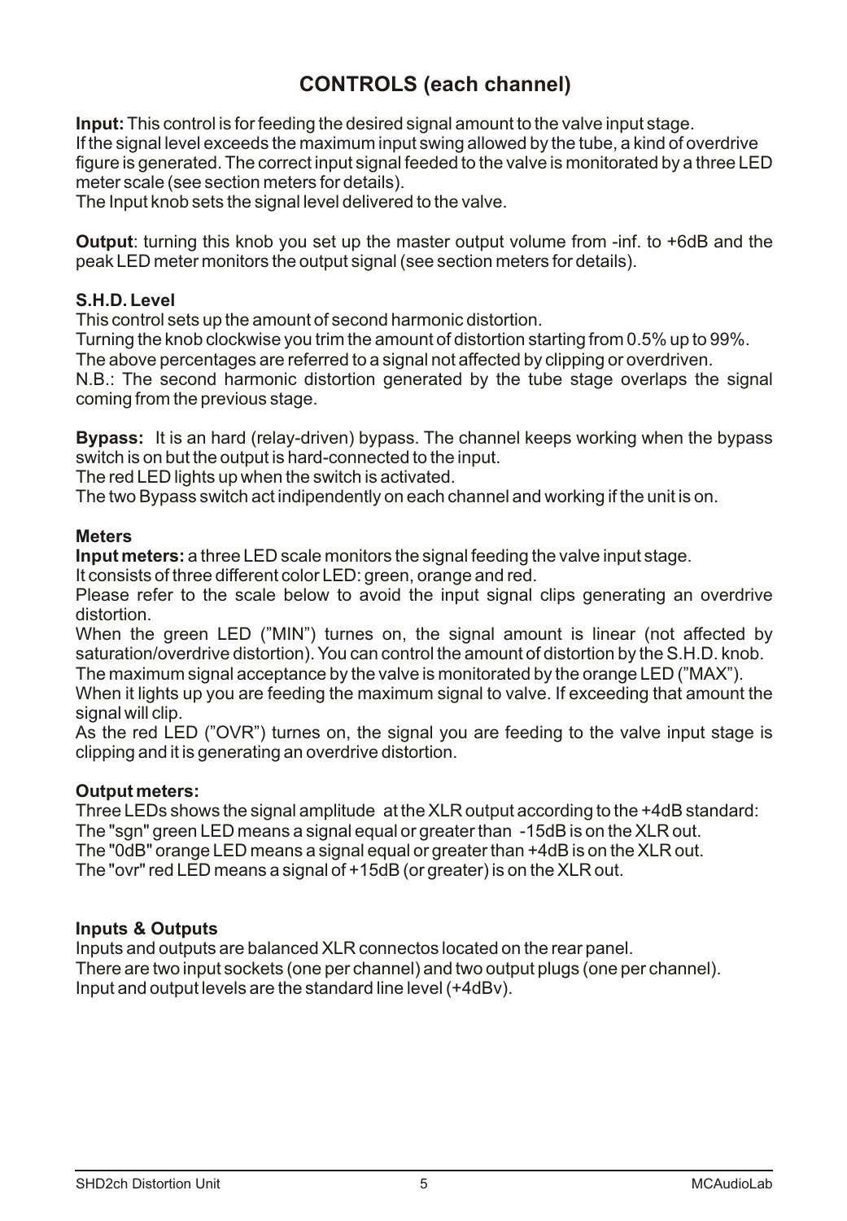## CONTROLS (each channel)

**Input:** This control is for feeding the desired signal amount to the valve input stage.
If the signal level exceeds the maximum input swing allowed by the tube, a kind of overdrive figure is generated. The correct input signal feeded to the valve is monitorated by a three LED meter scale (see section meters for details).
The Input knob sets the signal level delivered to the valve.

**Output**: turning this knob you set up the master output volume from -inf. to +6dB and the peak LED meter monitors the output signal (see section meters for details).

**S.H.D. Level**

This control sets up the amount of second harmonic distortion.
Turning the knob clockwise you trim the amount of distortion starting from 0.5% up to 99%.
The above percentages are referred to a signal not affected by clipping or overdriven.
N.B.: The second harmonic distortion generated by the tube stage overlaps the signal coming from the previous stage.

**Bypass:** It is an hard (relay-driven) bypass. The channel keeps working when the bypass switch is on but the output is hard-connected to the input.
The red LED lights up when the switch is activated.
The two Bypass switch act indipendently on each channel and working if the unit is on.

**Meters**

**Input meters:** a three LED scale monitors the signal feeding the valve input stage.
It consists of three different color LED: green, orange and red.
Please refer to the scale below to avoid the input signal clips generating an overdrive distortion.
When the green LED ("MIN") turnes on, the signal amount is linear (not affected by saturation/overdrive distortion). You can control the amount of distortion by the S.H.D. knob.
The maximum signal acceptance by the valve is monitorated by the orange LED ("MAX").
When it lights up you are feeding the maximum signal to valve. If exceeding that amount the signal will clip.
As the red LED ("OVR") turnes on, the signal you are feeding to the valve input stage is clipping and it is generating an overdrive distortion.

**Output meters:**

Three LEDs shows the signal amplitude at the XLR output according to the +4dB standard:
The "sgn" green LED means a signal equal or greater than -15dB is on the XLR out.
The "0dB" orange LED means a signal equal or greater than +4dB is on the XLR out.
The "ovr" red LED means a signal of +15dB (or greater) is on the XLR out.

**Inputs & Outputs**

Inputs and outputs are balanced XLR connectos located on the rear panel.
There are two input sockets (one per channel) and two output plugs (one per channel).
Input and output levels are the standard line level (+4dBv).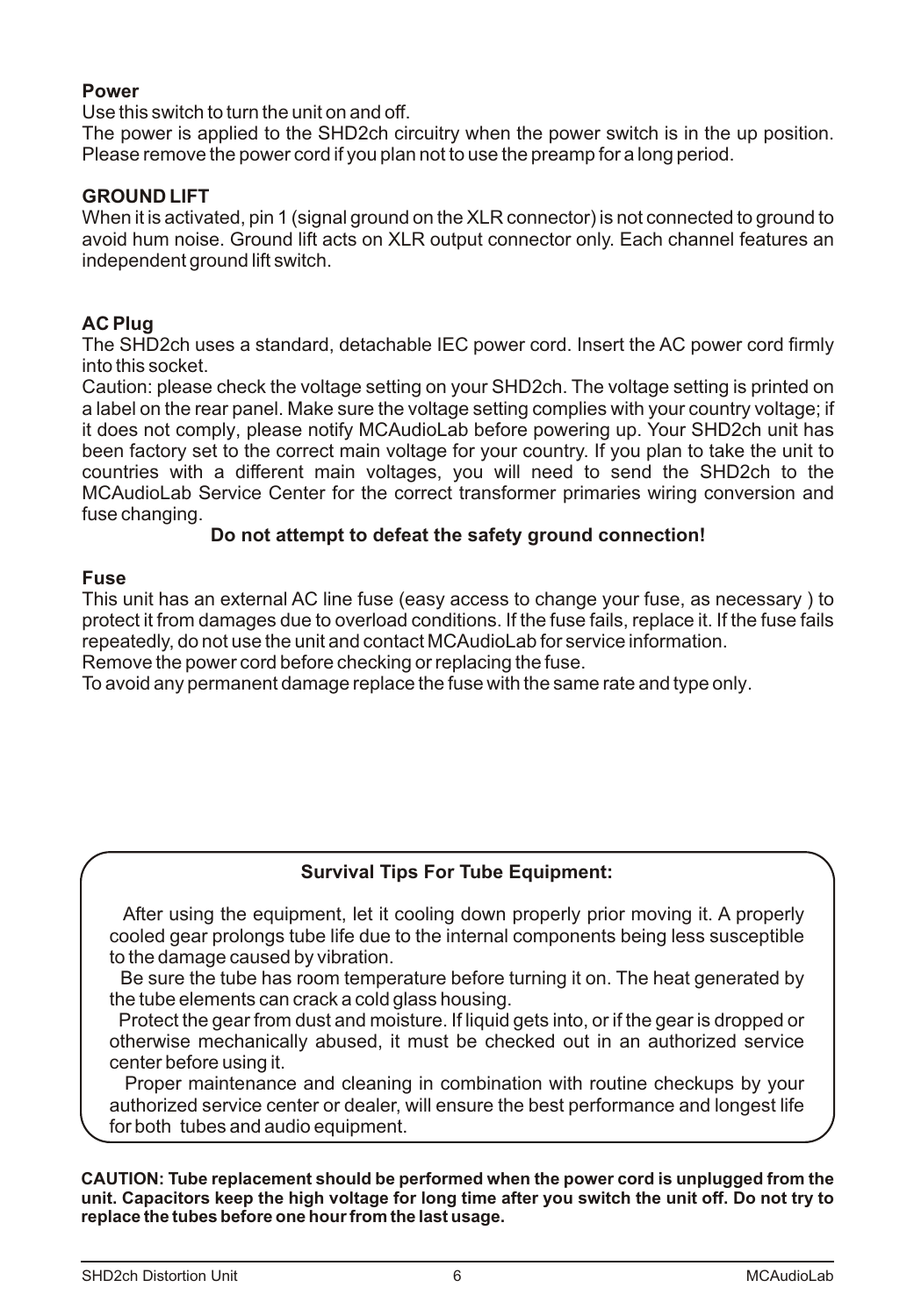**Power**

Use this switch to turn the unit on and off.
The power is applied to the SHD2ch circuitry when the power switch is in the up position. Please remove the power cord if you plan not to use the preamp for a long period.

**GROUND LIFT**

When it is activated, pin 1 (signal ground on the XLR connector) is not connected to ground to avoid hum noise. Ground lift acts on XLR output connector only. Each channel features an independent ground lift switch.

**AC Plug**

The SHD2ch uses a standard, detachable IEC power cord. Insert the AC power cord firmly into this socket.
Caution: please check the voltage setting on your SHD2ch. The voltage setting is printed on a label on the rear panel. Make sure the voltage setting complies with your country voltage; if it does not comply, please notify MCAudioLab before powering up. Your SHD2ch unit has been factory set to the correct main voltage for your country. If you plan to take the unit to countries with a different main voltages, you will need to send the SHD2ch to the MCAudioLab Service Center for the correct transformer primaries wiring conversion and fuse changing.

**Do not attempt to defeat the safety ground connection!**

**Fuse**

This unit has an external AC line fuse (easy access to change your fuse, as necessary ) to protect it from damages due to overload conditions. If the fuse fails, replace it. If the fuse fails repeatedly, do not use the unit and contact MCAudioLab for service information.
Remove the power cord before checking or replacing the fuse.
To avoid any permanent damage replace the fuse with the same rate and type only.

**Survival Tips For Tube Equipment:**

After using the equipment, let it cooling down properly prior moving it. A properly cooled gear prolongs tube life due to the internal components being less susceptible to the damage caused by vibration.

Be sure the tube has room temperature before turning it on. The heat generated by the tube elements can crack a cold glass housing.

Protect the gear from dust and moisture. If liquid gets into, or if the gear is dropped or otherwise mechanically abused, it must be checked out in an authorized service center before using it.

Proper maintenance and cleaning in combination with routine checkups by your authorized service center or dealer, will ensure the best performance and longest life for both tubes and audio equipment.

**CAUTION: Tube replacement should be performed when the power cord is unplugged from the unit. Capacitors keep the high voltage for long time after you switch the unit off. Do not try to replace the tubes before one hour from the last usage.**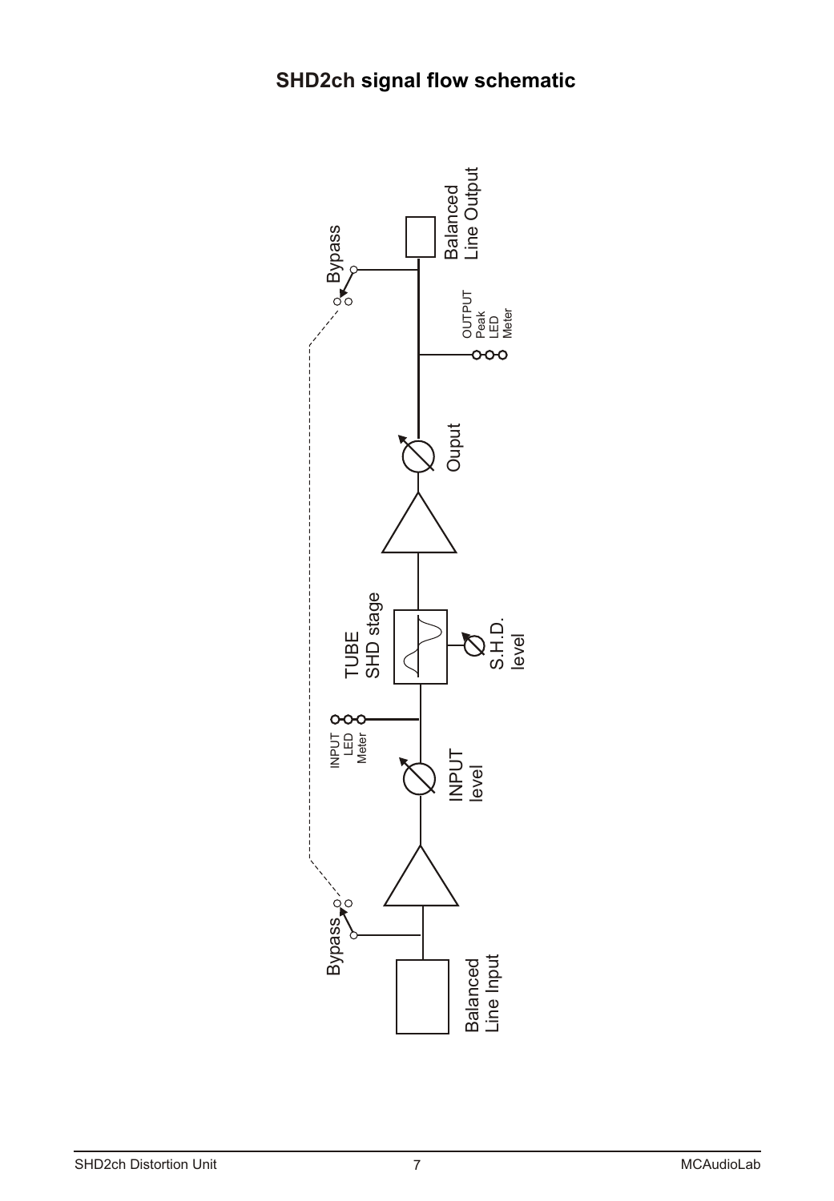# SHD2ch signal flow schematic

Balanced Line Input

Bypass

INPUT level

INPUT LED Meter

TUBE SHD stage

S.H.D. level

Ouput

OUTPUT Peak LED Meter

Bypass

Balanced Line Output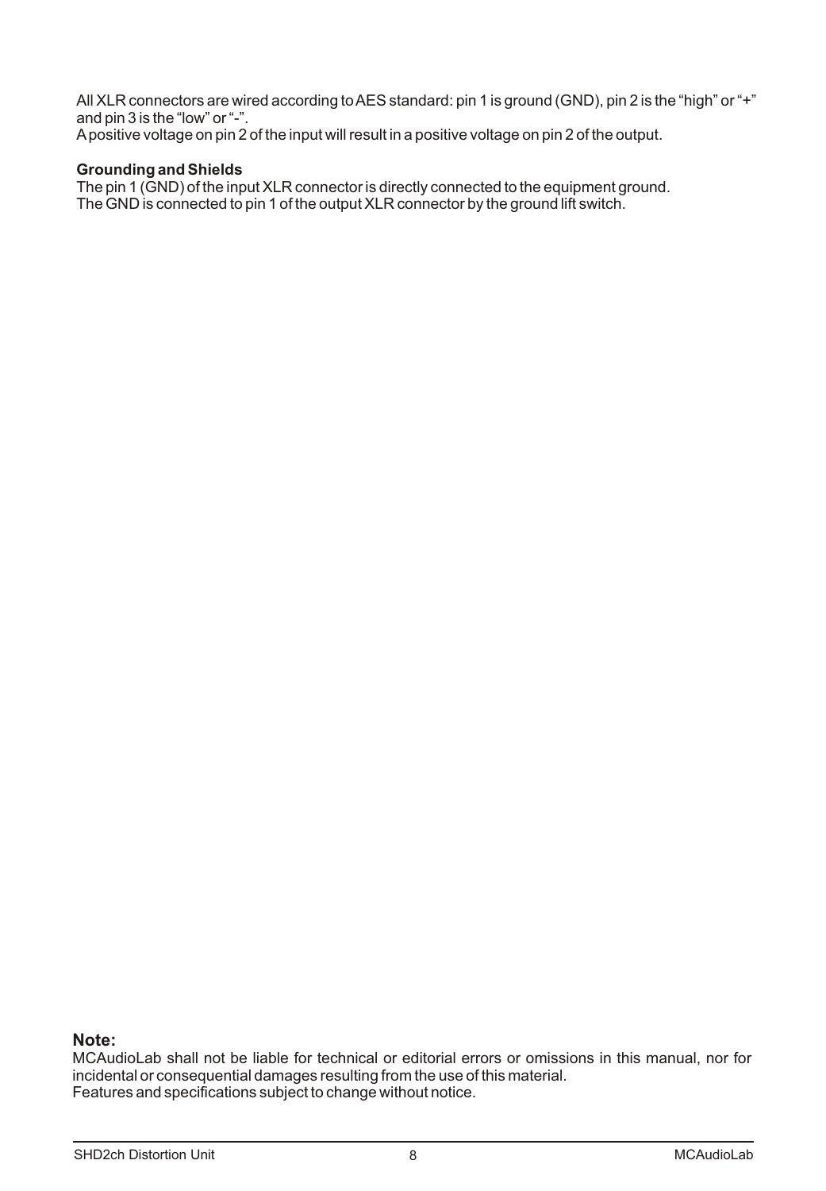All XLR connectors are wired according to AES standard: pin 1 is ground (GND), pin 2 is the "high" or "+" and pin 3 is the "low" or "-".
A positive voltage on pin 2 of the input will result in a positive voltage on pin 2 of the output.

**Grounding and Shields**
The pin 1 (GND) of the input XLR connector is directly connected to the equipment ground.
The GND is connected to pin 1 of the output XLR connector by the ground lift switch.

**Note:**
MCAudioLab shall not be liable for technical or editorial errors or omissions in this manual, nor for incidental or consequential damages resulting from the use of this material.
Features and specifications subject to change without notice.